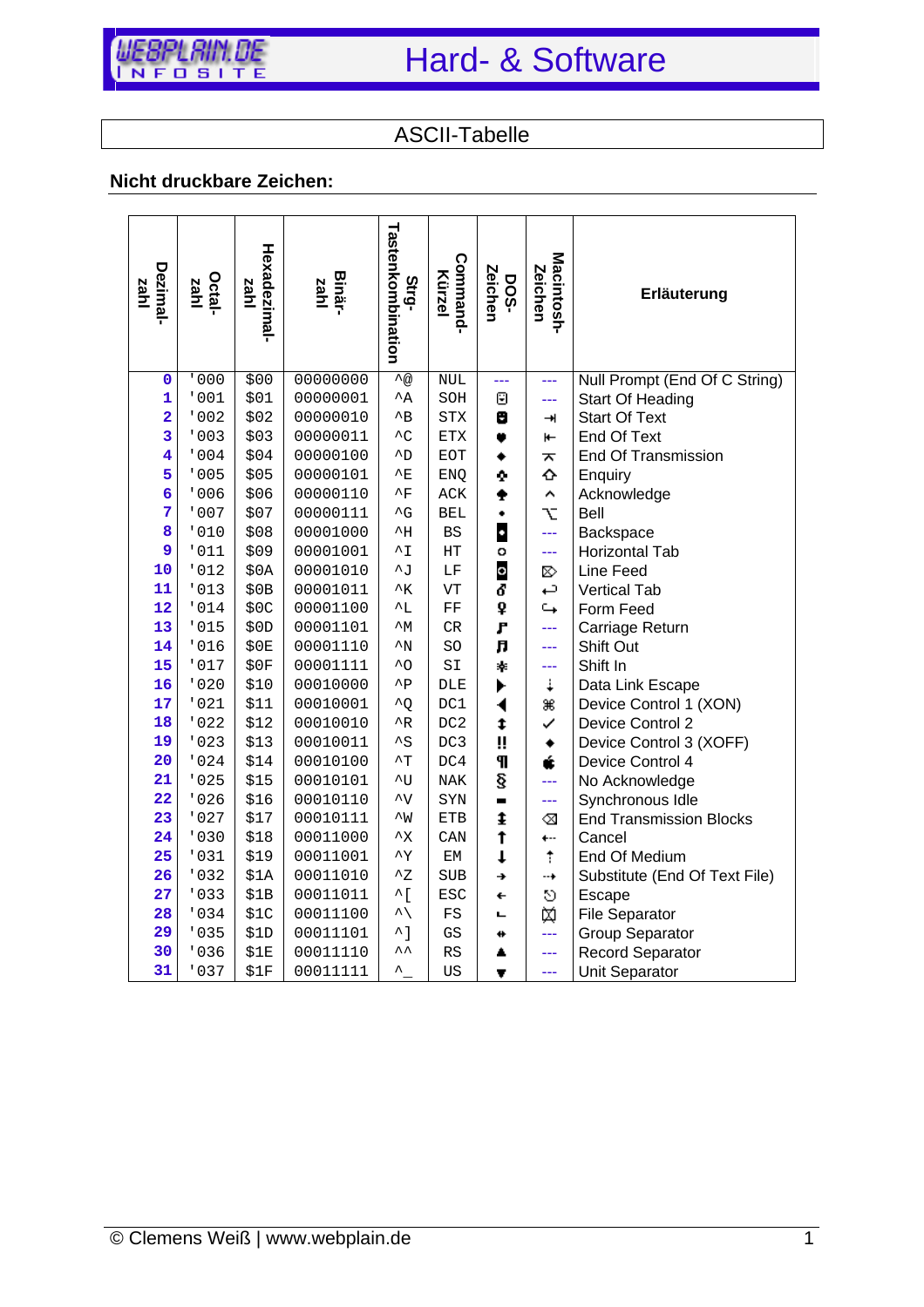# ASCII-Tabelle

## Nicht druckbare Zeichen:

| Dezimalzahl | Octalzahl | Hexadezimalzahl | Binärzahl | Strg-Tastenkombination | Command-Kürzel | DOS-Zeichen | Macintosh-Zeichen | Erläuterung |
|---|---|---|---|---|---|---|---|---|
| **0** | '000 | $00 | 00000000 | ^@ | NUL | --- | --- | Null Prompt (End Of C String) |
| **1** | '001 | $01 | 00000001 | ^A | SOH | ☺ | --- | Start Of Heading |
| **2** | '002 | $02 | 00000010 | ^B | STX | ☻ | ⇥ | Start Of Text |
| **3** | '003 | $03 | 00000011 | ^C | ETX | ♥ | ⇤ | End Of Text |
| **4** | '004 | $04 | 00000100 | ^D | EOT | ♦ | ⌅ | End Of Transmission |
| **5** | '005 | $05 | 00000101 | ^E | ENQ | ♣ | ⇧ | Enquiry |
| **6** | '006 | $06 | 00000110 | ^F | ACK | ♠ | ⌃ | Acknowledge |
| **7** | '007 | $07 | 00000111 | ^G | BEL | • | ⌥ | Bell |
| **8** | '010 | $08 | 00001000 | ^H | BS | ◘ | --- | Backspace |
| **9** | '011 | $09 | 00001001 | ^I | HT | ○ | --- | Horizontal Tab |
| **10** | '012 | $0A | 00001010 | ^J | LF | ◙ | ⌦ | Line Feed |
| **11** | '013 | $0B | 00001011 | ^K | VT | ♂ | ↩ | Vertical Tab |
| **12** | '014 | $0C | 00001100 | ^L | FF | ♀ | ↪ | Form Feed |
| **13** | '015 | $0D | 00001101 | ^M | CR | ♪ | --- | Carriage Return |
| **14** | '016 | $0E | 00001110 | ^N | SO | ♫ | --- | Shift Out |
| **15** | '017 | $0F | 00001111 | ^O | SI | ☼ | --- | Shift In |
| **16** | '020 | $10 | 00010000 | ^P | DLE | ► | ⇣ | Data Link Escape |
| **17** | '021 | $11 | 00010001 | ^Q | DC1 | ◄ | ⌘ | Device Control 1 (XON) |
| **18** | '022 | $12 | 00010010 | ^R | DC2 | ↕ | ✓ | Device Control 2 |
| **19** | '023 | $13 | 00010011 | ^S | DC3 | ‼ | ◆ | Device Control 3 (XOFF) |
| **20** | '024 | $14 | 00010100 | ^T | DC4 | ¶ |  | Device Control 4 |
| **21** | '025 | $15 | 00010101 | ^U | NAK | § | --- | No Acknowledge |
| **22** | '026 | $16 | 00010110 | ^V | SYN | ▬ | --- | Synchronous Idle |
| **23** | '027 | $17 | 00010111 | ^W | ETB | ↨ | ⌫ | End Transmission Blocks |
| **24** | '030 | $18 | 00011000 | ^X | CAN | ↑ | ⇠ | Cancel |
| **25** | '031 | $19 | 00011001 | ^Y | EM | ↓ | ⇡ | End Of Medium |
| **26** | '032 | $1A | 00011010 | ^Z | SUB | → | ⇢ | Substitute (End Of Text File) |
| **27** | '033 | $1B | 00011011 | ^[ | ESC | ← | ⎋ | Escape |
| **28** | '034 | $1C | 00011100 | ^\ | FS | ∟ | ⌧ | File Separator |
| **29** | '035 | $1D | 00011101 | ^] | GS | ↔ | --- | Group Separator |
| **30** | '036 | $1E | 00011110 | ^^ | RS | ▲ | --- | Record Separator |
| **31** | '037 | $1F | 00011111 | ^_ | US | ▼ | --- | Unit Separator |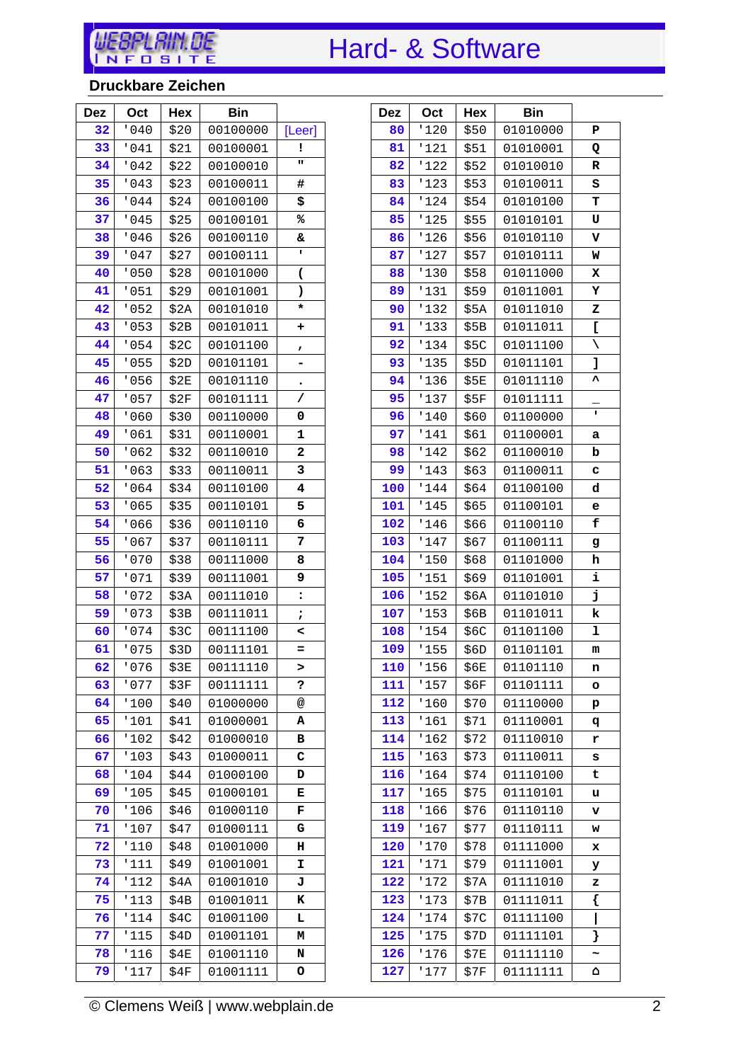## Druckbare Zeichen

| Dez | Oct | Hex | Bin | |
|---|---|---|---|---|
| 32 | '040 | $20 | 00100000 | [Leer] |
| 33 | '041 | $21 | 00100001 | ! |
| 34 | '042 | $22 | 00100010 | " |
| 35 | '043 | $23 | 00100011 | # |
| 36 | '044 | $24 | 00100100 | $ |
| 37 | '045 | $25 | 00100101 | % |
| 38 | '046 | $26 | 00100110 | & |
| 39 | '047 | $27 | 00100111 | ' |
| 40 | '050 | $28 | 00101000 | ( |
| 41 | '051 | $29 | 00101001 | ) |
| 42 | '052 | $2A | 00101010 | * |
| 43 | '053 | $2B | 00101011 | + |
| 44 | '054 | $2C | 00101100 | , |
| 45 | '055 | $2D | 00101101 | - |
| 46 | '056 | $2E | 00101110 | . |
| 47 | '057 | $2F | 00101111 | / |
| 48 | '060 | $30 | 00110000 | 0 |
| 49 | '061 | $31 | 00110001 | 1 |
| 50 | '062 | $32 | 00110010 | 2 |
| 51 | '063 | $33 | 00110011 | 3 |
| 52 | '064 | $34 | 00110100 | 4 |
| 53 | '065 | $35 | 00110101 | 5 |
| 54 | '066 | $36 | 00110110 | 6 |
| 55 | '067 | $37 | 00110111 | 7 |
| 56 | '070 | $38 | 00111000 | 8 |
| 57 | '071 | $39 | 00111001 | 9 |
| 58 | '072 | $3A | 00111010 | : |
| 59 | '073 | $3B | 00111011 | ; |
| 60 | '074 | $3C | 00111100 | < |
| 61 | '075 | $3D | 00111101 | = |
| 62 | '076 | $3E | 00111110 | > |
| 63 | '077 | $3F | 00111111 | ? |
| 64 | '100 | $40 | 01000000 | @ |
| 65 | '101 | $41 | 01000001 | A |
| 66 | '102 | $42 | 01000010 | B |
| 67 | '103 | $43 | 01000011 | C |
| 68 | '104 | $44 | 01000100 | D |
| 69 | '105 | $45 | 01000101 | E |
| 70 | '106 | $46 | 01000110 | F |
| 71 | '107 | $47 | 01000111 | G |
| 72 | '110 | $48 | 01001000 | H |
| 73 | '111 | $49 | 01001001 | I |
| 74 | '112 | $4A | 01001010 | J |
| 75 | '113 | $4B | 01001011 | K |
| 76 | '114 | $4C | 01001100 | L |
| 77 | '115 | $4D | 01001101 | M |
| 78 | '116 | $4E | 01001110 | N |
| 79 | '117 | $4F | 01001111 | O |

| Dez | Oct | Hex | Bin | |
|---|---|---|---|---|
| 80 | '120 | $50 | 01010000 | P |
| 81 | '121 | $51 | 01010001 | Q |
| 82 | '122 | $52 | 01010010 | R |
| 83 | '123 | $53 | 01010011 | S |
| 84 | '124 | $54 | 01010100 | T |
| 85 | '125 | $55 | 01010101 | U |
| 86 | '126 | $56 | 01010110 | V |
| 87 | '127 | $57 | 01010111 | W |
| 88 | '130 | $58 | 01011000 | X |
| 89 | '131 | $59 | 01011001 | Y |
| 90 | '132 | $5A | 01011010 | Z |
| 91 | '133 | $5B | 01011011 | [ |
| 92 | '134 | $5C | 01011100 | \ |
| 93 | '135 | $5D | 01011101 | ] |
| 94 | '136 | $5E | 01011110 | ^ |
| 95 | '137 | $5F | 01011111 | _ |
| 96 | '140 | $60 | 01100000 | ` |
| 97 | '141 | $61 | 01100001 | a |
| 98 | '142 | $62 | 01100010 | b |
| 99 | '143 | $63 | 01100011 | c |
| 100 | '144 | $64 | 01100100 | d |
| 101 | '145 | $65 | 01100101 | e |
| 102 | '146 | $66 | 01100110 | f |
| 103 | '147 | $67 | 01100111 | g |
| 104 | '150 | $68 | 01101000 | h |
| 105 | '151 | $69 | 01101001 | i |
| 106 | '152 | $6A | 01101010 | j |
| 107 | '153 | $6B | 01101011 | k |
| 108 | '154 | $6C | 01101100 | l |
| 109 | '155 | $6D | 01101101 | m |
| 110 | '156 | $6E | 01101110 | n |
| 111 | '157 | $6F | 01101111 | o |
| 112 | '160 | $70 | 01110000 | p |
| 113 | '161 | $71 | 01110001 | q |
| 114 | '162 | $72 | 01110010 | r |
| 115 | '163 | $73 | 01110011 | s |
| 116 | '164 | $74 | 01110100 | t |
| 117 | '165 | $75 | 01110101 | u |
| 118 | '166 | $76 | 01110110 | v |
| 119 | '167 | $77 | 01110111 | w |
| 120 | '170 | $78 | 01111000 | x |
| 121 | '171 | $79 | 01111001 | y |
| 122 | '172 | $7A | 01111010 | z |
| 123 | '173 | $7B | 01111011 | { |
| 124 | '174 | $7C | 01111100 | \| |
| 125 | '175 | $7D | 01111101 | } |
| 126 | '176 | $7E | 01111110 | ~ |
| 127 | '177 | $7F | 01111111 | ⌂ |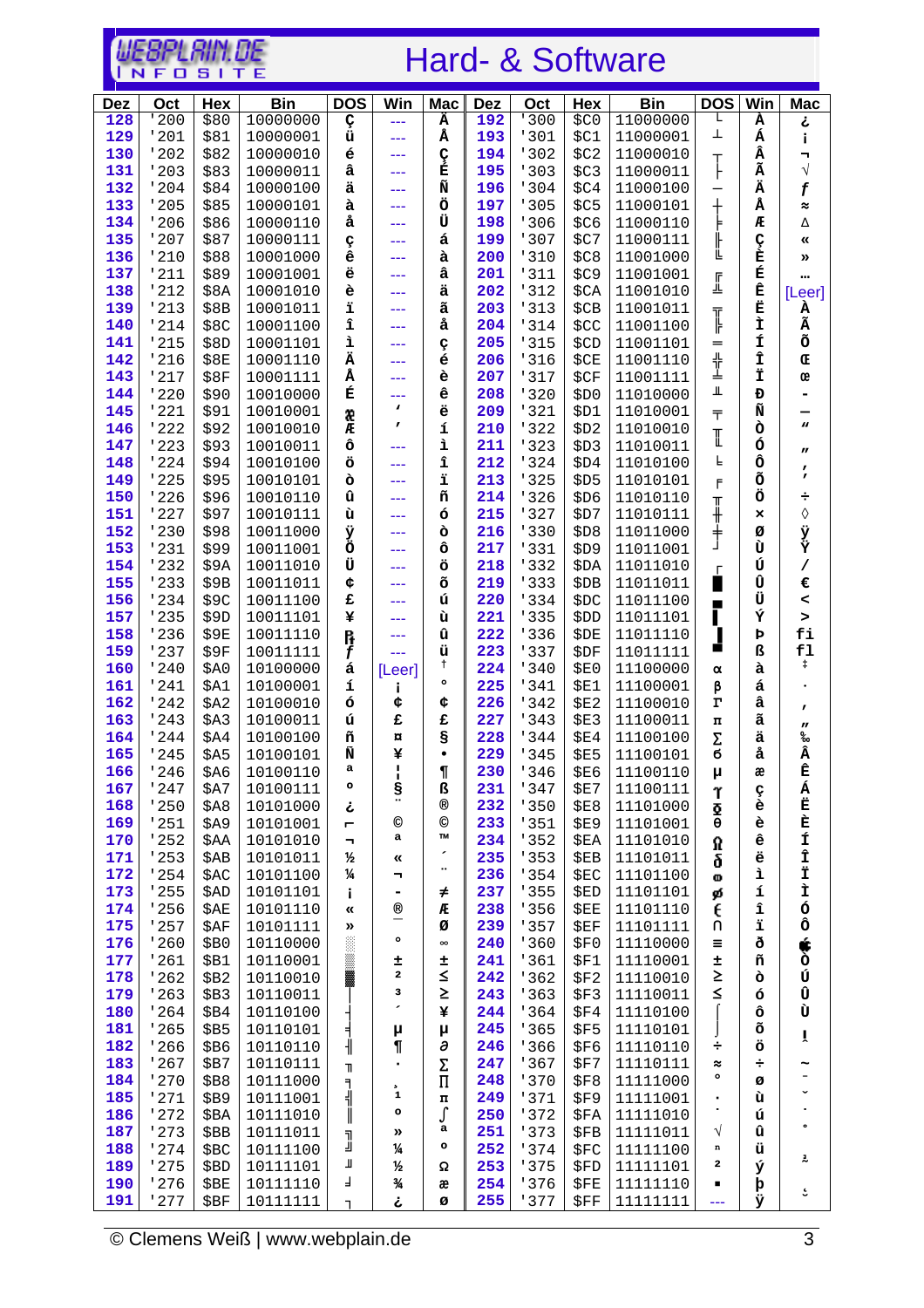| Dez | Oct | Hex | Bin | DOS | Win | Mac | Dez | Oct | Hex | Bin | DOS | Win | Mac |
|---|---|---|---|---|---|---|---|---|---|---|---|---|---|
| 128 | '200 | $80 | 10000000 | Ç | --- | Ä | 192 | '300 | $C0 | 11000000 | └ | À | ¿ |
| 129 | '201 | $81 | 10000001 | ü | --- | Å | 193 | '301 | $C1 | 11000001 | ┴ | Á | ¡ |
| 130 | '202 | $82 | 10000010 | é | --- | Ç | 194 | '302 | $C2 | 11000010 | ┬ | Â | ¬ |
| 131 | '203 | $83 | 10000011 | â | --- | É | 195 | '303 | $C3 | 11000011 | ├ | Ã | √ |
| 132 | '204 | $84 | 10000100 | ä | --- | Ñ | 196 | '304 | $C4 | 11000100 | ─ | Ä | ƒ |
| 133 | '205 | $85 | 10000101 | à | --- | Ö | 197 | '305 | $C5 | 11000101 | ┼ | Å | ≈ |
| 134 | '206 | $86 | 10000110 | å | --- | Ü | 198 | '306 | $C6 | 11000110 | ╞ | Æ | ∆ |
| 135 | '207 | $87 | 10000111 | ç | --- | á | 199 | '307 | $C7 | 11000111 | ╟ | Ç | « |
| 136 | '210 | $88 | 10001000 | ê | --- | à | 200 | '310 | $C8 | 11001000 | ╚ | È | » |
| 137 | '211 | $89 | 10001001 | ë | --- | â | 201 | '311 | $C9 | 11001001 | ╔ | É | … |
| 138 | '212 | $8A | 10001010 | è | --- | ä | 202 | '312 | $CA | 11001010 | ╩ | Ê | [Leer] |
| 139 | '213 | $8B | 10001011 | ï | --- | ã | 203 | '313 | $CB | 11001011 | ╦ | Ë | À |
| 140 | '214 | $8C | 10001100 | î | --- | å | 204 | '314 | $CC | 11001100 | ╠ | Ì | Ã |
| 141 | '215 | $8D | 10001101 | ì | --- | ç | 205 | '315 | $CD | 11001101 | ═ | Í | Õ |
| 142 | '216 | $8E | 10001110 | Ä | --- | é | 206 | '316 | $CE | 11001110 | ╬ | Î | Œ |
| 143 | '217 | $8F | 10001111 | Å | --- | è | 207 | '317 | $CF | 11001111 | ╧ | Ï | œ |
| 144 | '220 | $90 | 10010000 | É | --- | ê | 208 | '320 | $D0 | 11010000 | ╨ | Ð | – |
| 145 | '221 | $91 | 10010001 | æ | ‘ | ë | 209 | '321 | $D1 | 11010001 | ╤ | Ñ | — |
| 146 | '222 | $92 | 10010010 | Æ | ’ | í | 210 | '322 | $D2 | 11010010 | ╥ | Ò | “ |
| 147 | '223 | $93 | 10010011 | ô | --- | ì | 211 | '323 | $D3 | 11010011 | ╙ | Ó | ” |
| 148 | '224 | $94 | 10010100 | ö | --- | î | 212 | '324 | $D4 | 11010100 | ╘ | Ô | ‘ |
| 149 | '225 | $95 | 10010101 | ò | --- | ï | 213 | '325 | $D5 | 11010101 | ╒ | Õ | ’ |
| 150 | '226 | $96 | 10010110 | û | --- | ñ | 214 | '326 | $D6 | 11010110 | ╓ | Ö | ÷ |
| 151 | '227 | $97 | 10010111 | ù | --- | ó | 215 | '327 | $D7 | 11010111 | ╫ | × | ◊ |
| 152 | '230 | $98 | 10011000 | ÿ | --- | ò | 216 | '330 | $D8 | 11011000 | ╪ | Ø | ÿ |
| 153 | '231 | $99 | 10011001 | Ö | --- | ô | 217 | '331 | $D9 | 11011001 | ┘ | Ù | Ÿ |
| 154 | '232 | $9A | 10011010 | Ü | --- | ö | 218 | '332 | $DA | 11011010 | ┌ | Ú | ⁄ |
| 155 | '233 | $9B | 10011011 | ¢ | --- | õ | 219 | '333 | $DB | 11011011 | █ | Û | € |
| 156 | '234 | $9C | 10011100 | £ | --- | ú | 220 | '334 | $DC | 11011100 | ▄ | Ü | ‹ |
| 157 | '235 | $9D | 10011101 | ¥ | --- | ù | 221 | '335 | $DD | 11011101 | ▌ | Ý | › |
| 158 | '236 | $9E | 10011110 | ₧ | --- | û | 222 | '336 | $DE | 11011110 | ▐ | Þ | ﬁ |
| 159 | '237 | $9F | 10011111 | ƒ | --- | ü | 223 | '337 | $DF | 11011111 | ▀ | ß | ﬂ |
| 160 | '240 | $A0 | 10100000 | á | [Leer] | † | 224 | '340 | $E0 | 11100000 | α | à | ‡ |
| 161 | '241 | $A1 | 10100001 | í | ¡ | ° | 225 | '341 | $E1 | 11100001 | β | á | · |
| 162 | '242 | $A2 | 10100010 | ó | ¢ | ¢ | 226 | '342 | $E2 | 11100010 | Γ | â | ‚ |
| 163 | '243 | $A3 | 10100011 | ú | £ | £ | 227 | '343 | $E3 | 11100011 | π | ã | „ |
| 164 | '244 | $A4 | 10100100 | ñ | ¤ | § | 228 | '344 | $E4 | 11100100 | Σ | ä | ‰ |
| 165 | '245 | $A5 | 10100101 | Ñ | ¥ | • | 229 | '345 | $E5 | 11100101 | σ | å | Â |
| 166 | '246 | $A6 | 10100110 | ª | ¦ | ¶ | 230 | '346 | $E6 | 11100110 | µ | æ | Ê |
| 167 | '247 | $A7 | 10100111 | º | § | ß | 231 | '347 | $E7 | 11100111 | τ | ç | Á |
| 168 | '250 | $A8 | 10101000 | ¿ | ¨ | ® | 232 | '350 | $E8 | 11101000 | Φ | è | Ë |
| 169 | '251 | $A9 | 10101001 | ⌐ | © | © | 233 | '351 | $E9 | 11101001 | Θ | é | È |
| 170 | '252 | $AA | 10101010 | ¬ | ª | ™ | 234 | '352 | $EA | 11101010 | Ω | ê | Í |
| 171 | '253 | $AB | 10101011 | ½ | « | ´ | 235 | '353 | $EB | 11101011 | δ | ë | Î |
| 172 | '254 | $AC | 10101100 | ¼ | ¬ | ¨ | 236 | '354 | $EC | 11101100 | ∞ | ì | Ï |
| 173 | '255 | $AD | 10101101 | ¡ | - | ≠ | 237 | '355 | $ED | 11101101 | φ | í | Ì |
| 174 | '256 | $AE | 10101110 | « | ® | Æ | 238 | '356 | $EE | 11101110 | ε | î | Ó |
| 175 | '257 | $AF | 10101111 | » | ¯ | Ø | 239 | '357 | $EF | 11101111 | ∩ | ï | Ô |
| 176 | '260 | $B0 | 10110000 | ░ | ° | ∞ | 240 | '360 | $F0 | 11110000 | ≡ | ð |  |
| 177 | '261 | $B1 | 10110001 | ▒ | ± | ± | 241 | '361 | $F1 | 11110001 | ± | ñ | Ò |
| 178 | '262 | $B2 | 10110010 | ▓ | ² | ≤ | 242 | '362 | $F2 | 11110010 | ≥ | ò | Ú |
| 179 | '263 | $B3 | 10110011 | │ | ³ | ≥ | 243 | '363 | $F3 | 11110011 | ≤ | ó | Û |
| 180 | '264 | $B4 | 10110100 | ┤ | ´ | ¥ | 244 | '364 | $F4 | 11110100 | ⌠ | ô | Ù |
| 181 | '265 | $B5 | 10110101 | ╡ | µ | µ | 245 | '365 | $F5 | 11110101 | ⌡ | õ | ı |
| 182 | '266 | $B6 | 10110110 | ╢ | ¶ | ∂ | 246 | '366 | $F6 | 11110110 | ÷ | ö | ˆ |
| 183 | '267 | $B7 | 10110111 | ╖ | · | ∑ | 247 | '367 | $F7 | 11110111 | ≈ | ÷ | ˜ |
| 184 | '270 | $B8 | 10111000 | ╕ | ¸ | ∏ | 248 | '370 | $F8 | 11111000 | ° | ø | ¯ |
| 185 | '271 | $B9 | 10111001 | ╣ | ¹ | π | 249 | '371 | $F9 | 11111001 | ∙ | ù | ˘ |
| 186 | '272 | $BA | 10111010 | ║ | º | ∫ | 250 | '372 | $FA | 11111010 | · | ú | ˙ |
| 187 | '273 | $BB | 10111011 | ╗ | » | ª | 251 | '373 | $FB | 11111011 | √ | û | ˚ |
| 188 | '274 | $BC | 10111100 | ╝ | ¼ | º | 252 | '374 | $FC | 11111100 | ⁿ | ü | ¸ |
| 189 | '275 | $BD | 10111101 | ╜ | ½ | Ω | 253 | '375 | $FD | 11111101 | ² | ý | ˝ |
| 190 | '276 | $BE | 10111110 | ╛ | ¾ | æ | 254 | '376 | $FE | 11111110 | ■ | þ | ˛ |
| 191 | '277 | $BF | 10111111 | ┐ | ¿ | ø | 255 | '377 | $FF | 11111111 | --- | ÿ | ˇ |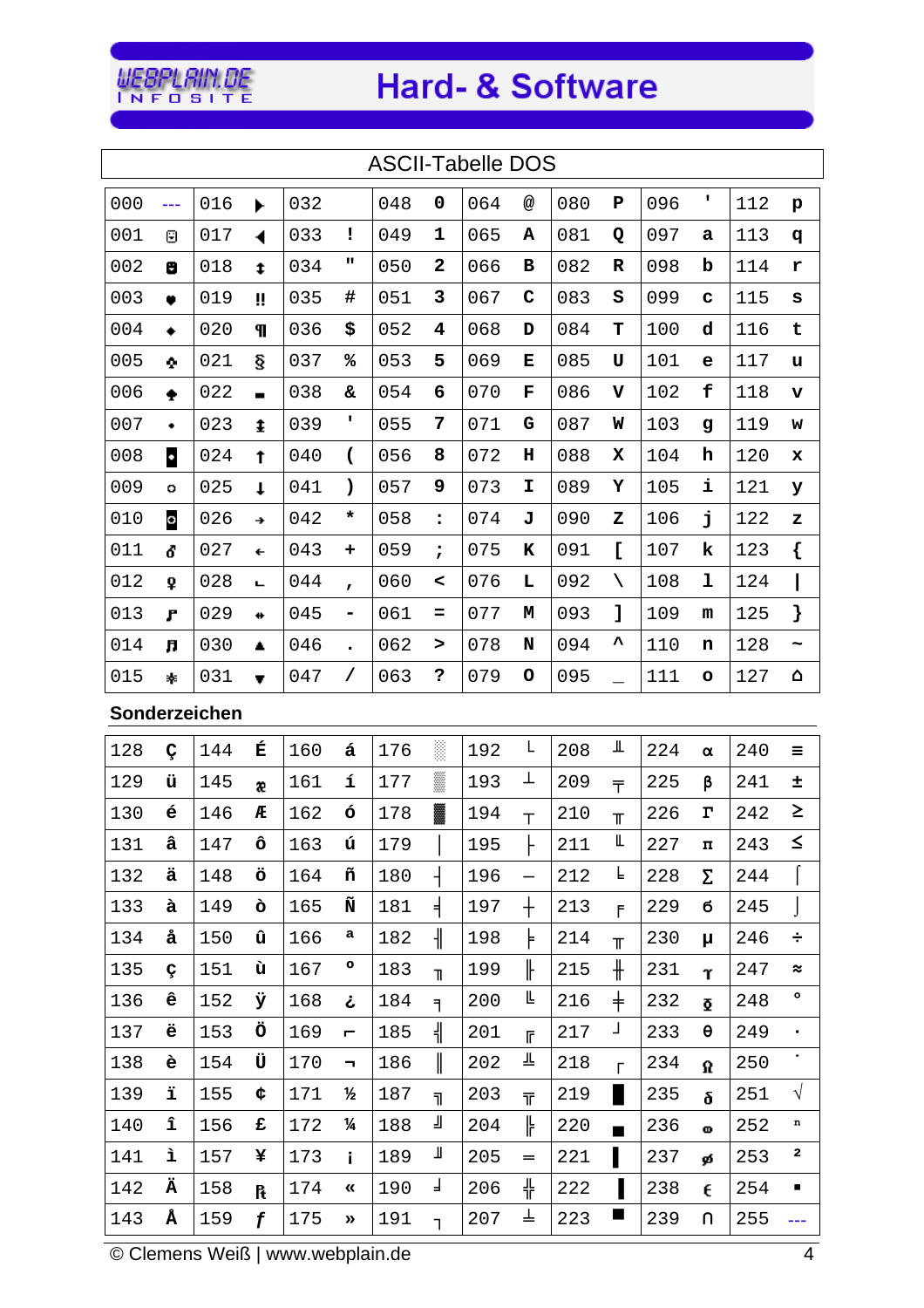ASCII-Tabelle DOS

| | | | | | | | | | | | | | | | |
|---|---|---|---|---|---|---|---|---|---|---|---|---|---|---|---|
| 000 | --- | 016 | ► | 032 | | 048 | 0 | 064 | @ | 080 | P | 096 | ' | 112 | p |
| 001 | ☺ | 017 | ◄ | 033 | ! | 049 | 1 | 065 | A | 081 | Q | 097 | a | 113 | q |
| 002 | ☻ | 018 | ↕ | 034 | " | 050 | 2 | 066 | B | 082 | R | 098 | b | 114 | r |
| 003 | ♥ | 019 | ‼ | 035 | # | 051 | 3 | 067 | C | 083 | S | 099 | c | 115 | s |
| 004 | ♦ | 020 | ¶ | 036 | $ | 052 | 4 | 068 | D | 084 | T | 100 | d | 116 | t |
| 005 | ♣ | 021 | § | 037 | % | 053 | 5 | 069 | E | 085 | U | 101 | e | 117 | u |
| 006 | ♠ | 022 | ▬ | 038 | & | 054 | 6 | 070 | F | 086 | V | 102 | f | 118 | v |
| 007 | • | 023 | ↨ | 039 | ' | 055 | 7 | 071 | G | 087 | W | 103 | g | 119 | w |
| 008 | ◘ | 024 | ↑ | 040 | ( | 056 | 8 | 072 | H | 088 | X | 104 | h | 120 | x |
| 009 | ○ | 025 | ↓ | 041 | ) | 057 | 9 | 073 | I | 089 | Y | 105 | i | 121 | y |
| 010 | ◙ | 026 | → | 042 | * | 058 | : | 074 | J | 090 | Z | 106 | j | 122 | z |
| 011 | ♂ | 027 | ← | 043 | + | 059 | ; | 075 | K | 091 | [ | 107 | k | 123 | { |
| 012 | ♀ | 028 | ∟ | 044 | , | 060 | < | 076 | L | 092 | \ | 108 | l | 124 | \| |
| 013 | ♪ | 029 | ↔ | 045 | - | 061 | = | 077 | M | 093 | ] | 109 | m | 125 | } |
| 014 | ♫ | 030 | ▲ | 046 | . | 062 | > | 078 | N | 094 | ^ | 110 | n | 128 | ~ |
| 015 | ☼ | 031 | ▼ | 047 | / | 063 | ? | 079 | O | 095 | _ | 111 | o | 127 | ⌂ |

## Sonderzeichen

| | | | | | | | | | | | | | | | |
|---|---|---|---|---|---|---|---|---|---|---|---|---|---|---|---|
| 128 | Ç | 144 | É | 160 | á | 176 | ░ | 192 | └ | 208 | ╨ | 224 | α | 240 | ≡ |
| 129 | ü | 145 | æ | 161 | í | 177 | ▒ | 193 | ┴ | 209 | ╤ | 225 | β | 241 | ± |
| 130 | é | 146 | Æ | 162 | ó | 178 | ▓ | 194 | ┬ | 210 | ╥ | 226 | Γ | 242 | ≥ |
| 131 | â | 147 | ô | 163 | ú | 179 | │ | 195 | ├ | 211 | ╙ | 227 | π | 243 | ≤ |
| 132 | ä | 148 | ö | 164 | ñ | 180 | ┤ | 196 | ─ | 212 | ╘ | 228 | Σ | 244 | ⌠ |
| 133 | à | 149 | ò | 165 | Ñ | 181 | ╡ | 197 | ┼ | 213 | ╒ | 229 | σ | 245 | ⌡ |
| 134 | å | 150 | û | 166 | ª | 182 | ╢ | 198 | ╞ | 214 | ╓ | 230 | µ | 246 | ÷ |
| 135 | ç | 151 | ù | 167 | º | 183 | ╖ | 199 | ╟ | 215 | ╫ | 231 | τ | 247 | ≈ |
| 136 | ê | 152 | ÿ | 168 | ¿ | 184 | ╕ | 200 | ╚ | 216 | ╪ | 232 | Φ | 248 | ° |
| 137 | ë | 153 | Ö | 169 | ⌐ | 185 | ╣ | 201 | ╔ | 217 | ┘ | 233 | Θ | 249 | ∙ |
| 138 | è | 154 | Ü | 170 | ¬ | 186 | ║ | 202 | ╩ | 218 | ┌ | 234 | Ω | 250 | · |
| 139 | ï | 155 | ¢ | 171 | ½ | 187 | ╗ | 203 | ╦ | 219 | █ | 235 | δ | 251 | √ |
| 140 | î | 156 | £ | 172 | ¼ | 188 | ╝ | 204 | ╠ | 220 | ▄ | 236 | ∞ | 252 | ⁿ |
| 141 | ì | 157 | ¥ | 173 | ¡ | 189 | ╜ | 205 | ═ | 221 | ▌ | 237 | φ | 253 | ² |
| 142 | Ä | 158 | ₧ | 174 | « | 190 | ╛ | 206 | ╬ | 222 | ▐ | 238 | ε | 254 | ■ |
| 143 | Å | 159 | ƒ | 175 | » | 191 | ┐ | 207 | ╧ | 223 | ▀ | 239 | ∩ | 255 | --- |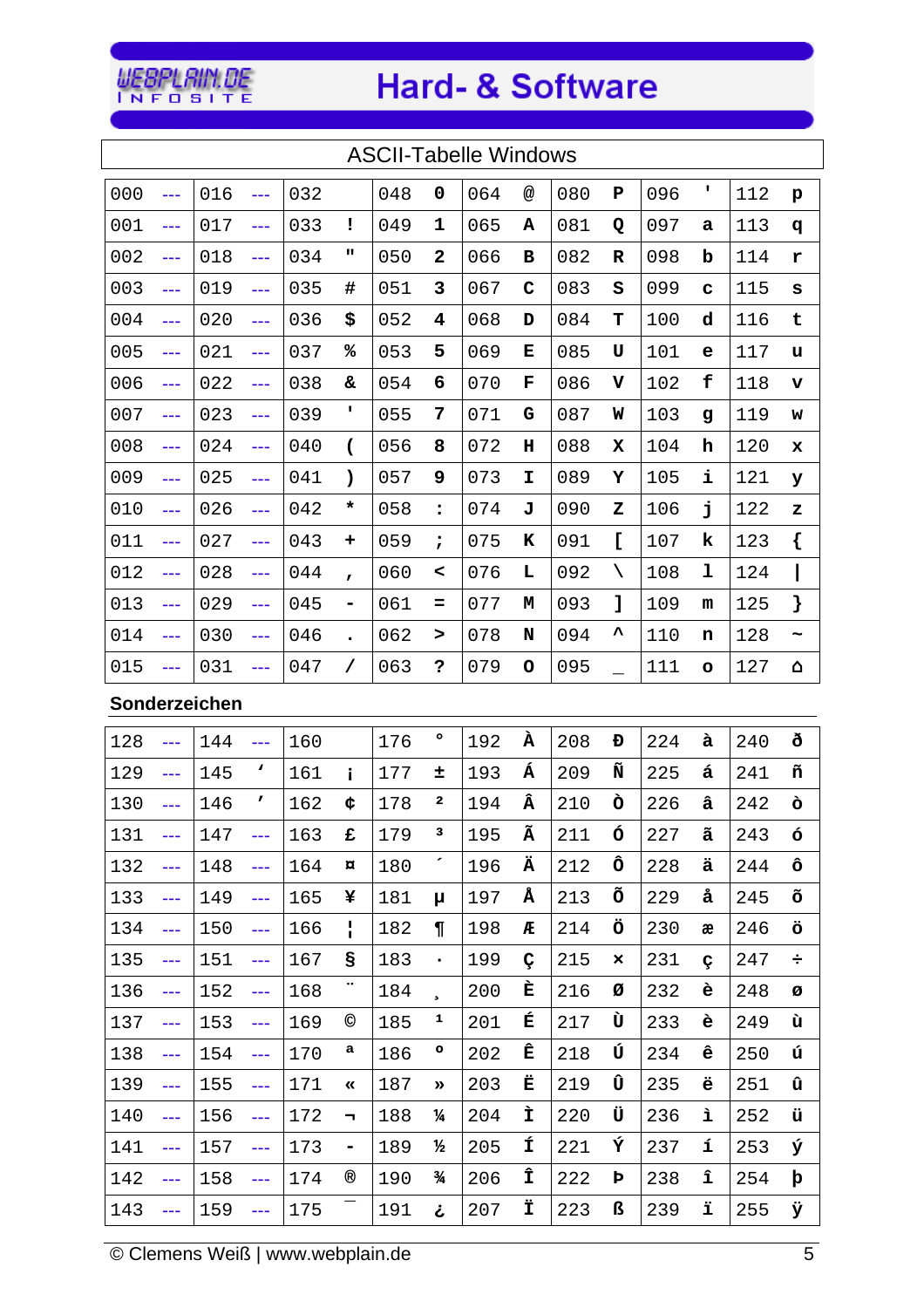# Hard- & Software

## ASCII-Tabelle Windows

| | | | | | | | | | | | | | | | |
|---|---|---|---|---|---|---|---|---|---|---|---|---|---|---|---|
| 000 | --- | 016 | --- | 032 | | 048 | 0 | 064 | @ | 080 | P | 096 | ' | 112 | p |
| 001 | --- | 017 | --- | 033 | ! | 049 | 1 | 065 | A | 081 | Q | 097 | a | 113 | q |
| 002 | --- | 018 | --- | 034 | " | 050 | 2 | 066 | B | 082 | R | 098 | b | 114 | r |
| 003 | --- | 019 | --- | 035 | # | 051 | 3 | 067 | C | 083 | S | 099 | c | 115 | s |
| 004 | --- | 020 | --- | 036 | $ | 052 | 4 | 068 | D | 084 | T | 100 | d | 116 | t |
| 005 | --- | 021 | --- | 037 | % | 053 | 5 | 069 | E | 085 | U | 101 | e | 117 | u |
| 006 | --- | 022 | --- | 038 | & | 054 | 6 | 070 | F | 086 | V | 102 | f | 118 | v |
| 007 | --- | 023 | --- | 039 | ' | 055 | 7 | 071 | G | 087 | W | 103 | g | 119 | w |
| 008 | --- | 024 | --- | 040 | ( | 056 | 8 | 072 | H | 088 | X | 104 | h | 120 | x |
| 009 | --- | 025 | --- | 041 | ) | 057 | 9 | 073 | I | 089 | Y | 105 | i | 121 | y |
| 010 | --- | 026 | --- | 042 | * | 058 | : | 074 | J | 090 | Z | 106 | j | 122 | z |
| 011 | --- | 027 | --- | 043 | + | 059 | ; | 075 | K | 091 | [ | 107 | k | 123 | { |
| 012 | --- | 028 | --- | 044 | , | 060 | < | 076 | L | 092 | \ | 108 | l | 124 | &#124; |
| 013 | --- | 029 | --- | 045 | - | 061 | = | 077 | M | 093 | ] | 109 | m | 125 | } |
| 014 | --- | 030 | --- | 046 | . | 062 | > | 078 | N | 094 | ^ | 110 | n | 128 | ~ |
| 015 | --- | 031 | --- | 047 | / | 063 | ? | 079 | O | 095 | _ | 111 | o | 127 | ⌂ |

### Sonderzeichen

| | | | | | | | | | | | | | | | |
|---|---|---|---|---|---|---|---|---|---|---|---|---|---|---|---|
| 128 | --- | 144 | --- | 160 | | 176 | ° | 192 | À | 208 | Ð | 224 | à | 240 | ð |
| 129 | --- | 145 | ‘ | 161 | ¡ | 177 | ± | 193 | Á | 209 | Ñ | 225 | á | 241 | ñ |
| 130 | --- | 146 | ’ | 162 | ¢ | 178 | ² | 194 | Â | 210 | Ò | 226 | â | 242 | ò |
| 131 | --- | 147 | --- | 163 | £ | 179 | ³ | 195 | Ã | 211 | Ó | 227 | ã | 243 | ó |
| 132 | --- | 148 | --- | 164 | ¤ | 180 | ´ | 196 | Ä | 212 | Ô | 228 | ä | 244 | ô |
| 133 | --- | 149 | --- | 165 | ¥ | 181 | µ | 197 | Å | 213 | Õ | 229 | å | 245 | õ |
| 134 | --- | 150 | --- | 166 | ¦ | 182 | ¶ | 198 | Æ | 214 | Ö | 230 | æ | 246 | ö |
| 135 | --- | 151 | --- | 167 | § | 183 | · | 199 | Ç | 215 | × | 231 | ç | 247 | ÷ |
| 136 | --- | 152 | --- | 168 | ¨ | 184 | ¸ | 200 | È | 216 | Ø | 232 | è | 248 | ø |
| 137 | --- | 153 | --- | 169 | © | 185 | ¹ | 201 | É | 217 | Ù | 233 | è | 249 | ù |
| 138 | --- | 154 | --- | 170 | ª | 186 | º | 202 | Ê | 218 | Ú | 234 | ê | 250 | ú |
| 139 | --- | 155 | --- | 171 | « | 187 | » | 203 | Ë | 219 | Û | 235 | ë | 251 | û |
| 140 | --- | 156 | --- | 172 | ¬ | 188 | ¼ | 204 | Ì | 220 | Ü | 236 | ì | 252 | ü |
| 141 | --- | 157 | --- | 173 | - | 189 | ½ | 205 | Í | 221 | Ý | 237 | í | 253 | ý |
| 142 | --- | 158 | --- | 174 | ® | 190 | ¾ | 206 | Î | 222 | Þ | 238 | î | 254 | þ |
| 143 | --- | 159 | --- | 175 | ¯ | 191 | ¿ | 207 | Ï | 223 | ß | 239 | ï | 255 | ÿ |

© Clemens Weiß | www.webplain.de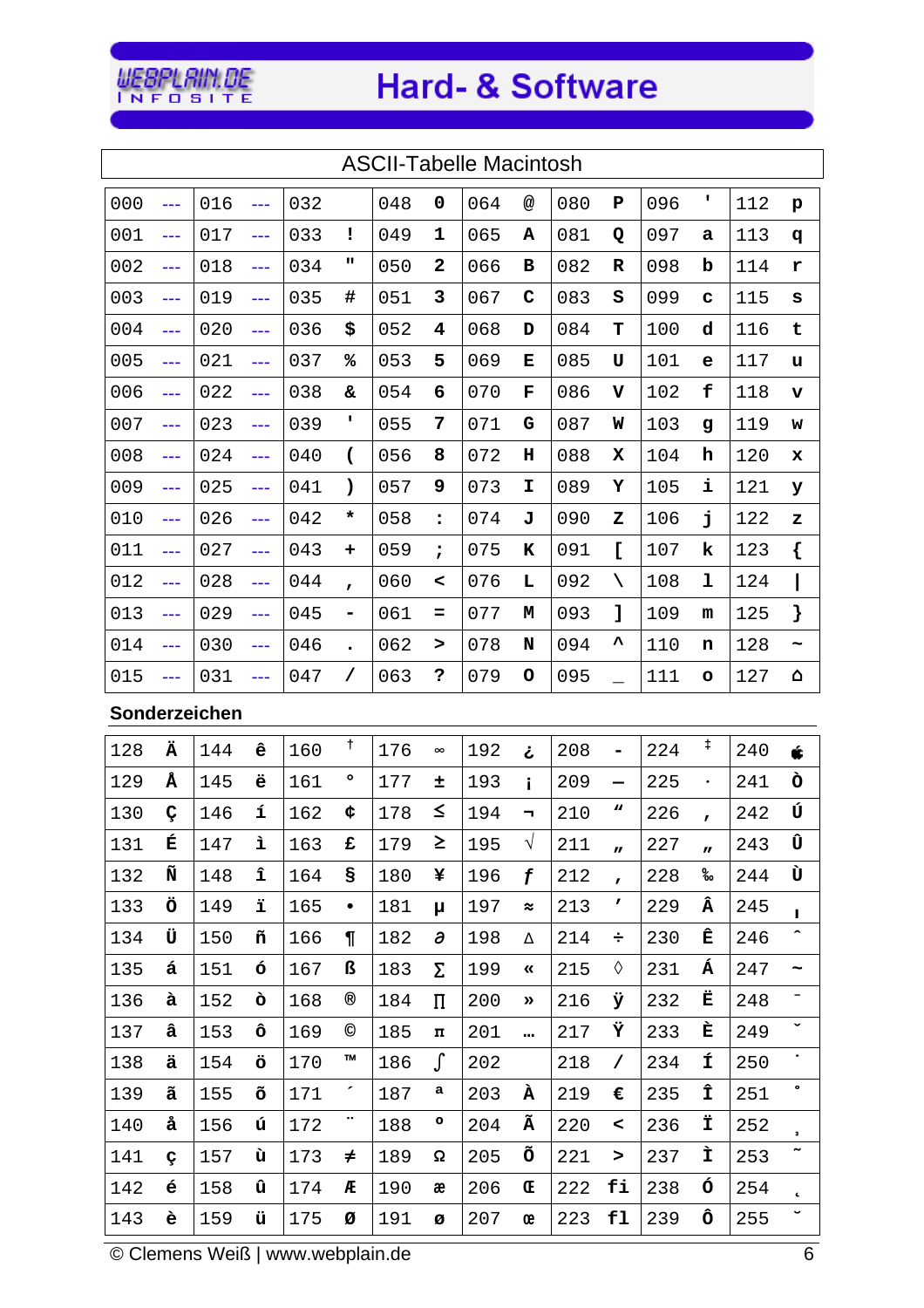## ASCII-Tabelle Macintosh

| | | | | | | | | | | | | | | | |
|---|---|---|---|---|---|---|---|---|---|---|---|---|---|---|---|
| 000 | --- | 016 | --- | 032 | | 048 | 0 | 064 | @ | 080 | P | 096 | ` | 112 | p |
| 001 | --- | 017 | --- | 033 | ! | 049 | 1 | 065 | A | 081 | Q | 097 | a | 113 | q |
| 002 | --- | 018 | --- | 034 | " | 050 | 2 | 066 | B | 082 | R | 098 | b | 114 | r |
| 003 | --- | 019 | --- | 035 | # | 051 | 3 | 067 | C | 083 | S | 099 | c | 115 | s |
| 004 | --- | 020 | --- | 036 | $ | 052 | 4 | 068 | D | 084 | T | 100 | d | 116 | t |
| 005 | --- | 021 | --- | 037 | % | 053 | 5 | 069 | E | 085 | U | 101 | e | 117 | u |
| 006 | --- | 022 | --- | 038 | & | 054 | 6 | 070 | F | 086 | V | 102 | f | 118 | v |
| 007 | --- | 023 | --- | 039 | ' | 055 | 7 | 071 | G | 087 | W | 103 | g | 119 | w |
| 008 | --- | 024 | --- | 040 | ( | 056 | 8 | 072 | H | 088 | X | 104 | h | 120 | x |
| 009 | --- | 025 | --- | 041 | ) | 057 | 9 | 073 | I | 089 | Y | 105 | i | 121 | y |
| 010 | --- | 026 | --- | 042 | * | 058 | : | 074 | J | 090 | Z | 106 | j | 122 | z |
| 011 | --- | 027 | --- | 043 | + | 059 | ; | 075 | K | 091 | [ | 107 | k | 123 | { |
| 012 | --- | 028 | --- | 044 | , | 060 | < | 076 | L | 092 | \ | 108 | l | 124 | \| |
| 013 | --- | 029 | --- | 045 | - | 061 | = | 077 | M | 093 | ] | 109 | m | 125 | } |
| 014 | --- | 030 | --- | 046 | . | 062 | > | 078 | N | 094 | ^ | 110 | n | 128 | ~ |
| 015 | --- | 031 | --- | 047 | / | 063 | ? | 079 | O | 095 | _ | 111 | o | 127 | ⌂ |

**Sonderzeichen**

| | | | | | | | | | | | | | | | |
|---|---|---|---|---|---|---|---|---|---|---|---|---|---|---|---|
| 128 | Ä | 144 | ê | 160 | † | 176 | ∞ | 192 | ¿ | 208 | – | 224 | ‡ | 240 |  |
| 129 | Å | 145 | ë | 161 | ° | 177 | ± | 193 | ¡ | 209 | — | 225 | · | 241 | Ò |
| 130 | Ç | 146 | í | 162 | ¢ | 178 | ≤ | 194 | ¬ | 210 | “ | 226 | ‚ | 242 | Ú |
| 131 | É | 147 | ì | 163 | £ | 179 | ≥ | 195 | √ | 211 | ” | 227 | „ | 243 | Û |
| 132 | Ñ | 148 | î | 164 | § | 180 | ¥ | 196 | ƒ | 212 | ‘ | 228 | ‰ | 244 | Ù |
| 133 | Ö | 149 | ï | 165 | • | 181 | µ | 197 | ≈ | 213 | ’ | 229 | Â | 245 | ı |
| 134 | Ü | 150 | ñ | 166 | ¶ | 182 | ∂ | 198 | ∆ | 214 | ÷ | 230 | Ê | 246 | ˆ |
| 135 | á | 151 | ó | 167 | ß | 183 | ∑ | 199 | « | 215 | ◊ | 231 | Á | 247 | ˜ |
| 136 | à | 152 | ò | 168 | ® | 184 | ∏ | 200 | » | 216 | ÿ | 232 | Ë | 248 | ¯ |
| 137 | â | 153 | ô | 169 | © | 185 | π | 201 | … | 217 | Ÿ | 233 | È | 249 | ˘ |
| 138 | ä | 154 | ö | 170 | ™ | 186 | ∫ | 202 | | 218 | ⁄ | 234 | Í | 250 | ˙ |
| 139 | ã | 155 | õ | 171 | ´ | 187 | ª | 203 | À | 219 | € | 235 | Î | 251 | ˚ |
| 140 | å | 156 | ú | 172 | ¨ | 188 | º | 204 | Ã | 220 | ‹ | 236 | Ï | 252 | ¸ |
| 141 | ç | 157 | ù | 173 | ≠ | 189 | Ω | 205 | Õ | 221 | › | 237 | Ì | 253 | ˝ |
| 142 | é | 158 | û | 174 | Æ | 190 | æ | 206 | Œ | 222 | ﬁ | 238 | Ó | 254 | ˛ |
| 143 | è | 159 | ü | 175 | Ø | 191 | ø | 207 | œ | 223 | ﬂ | 239 | Ô | 255 | ˇ |